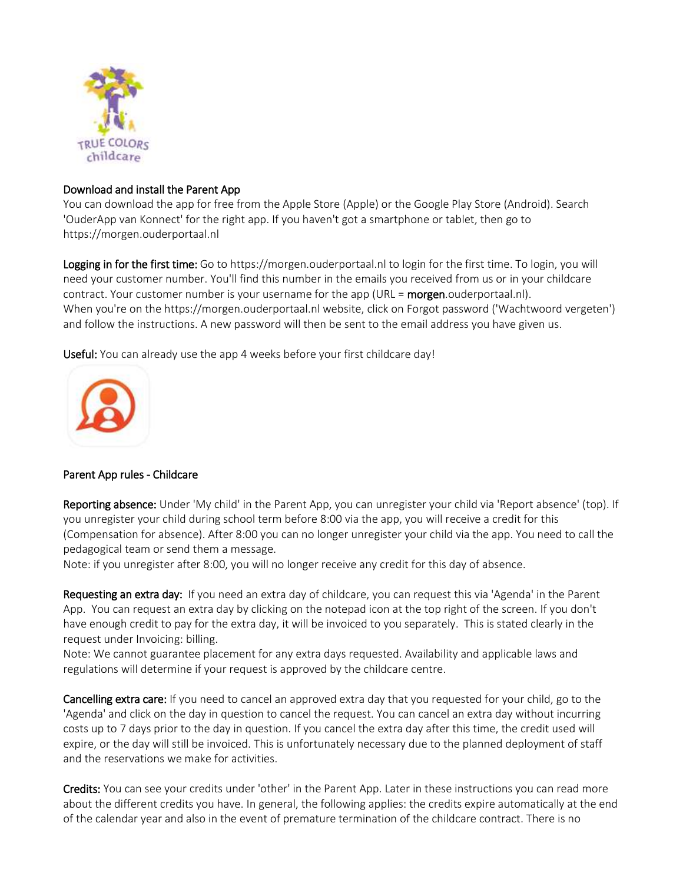Download and install the Parent App

You can download the app for free from the Apple Store (Apple) or the Google Play Store (Android). Search 'OuderApp van Konnect' for the right app. If you haven't got a smartphone or tablet, then go to https://morgen.ouderportaal.nl

**Logging in for the first time:** Go to https://morgen.ouderportaal.nl to login for the first time. To login, you will need your customer number. You'll find this number in the emails you received from us or in your childcare contract. Your customer number is your username for the app (URL = **morgen**.ouderportaal.nl).
When you're on the https://morgen.ouderportaal.nl website, click on Forgot password ('Wachtwoord vergeten') and follow the instructions. A new password will then be sent to the email address you have given us.

**Useful:** You can already use the app 4 weeks before your first childcare day!

Parent App rules - Childcare

**Reporting absence:** Under 'My child' in the Parent App, you can unregister your child via 'Report absence' (top). If you unregister your child during school term before 8:00 via the app, you will receive a credit for this (Compensation for absence). After 8:00 you can no longer unregister your child via the app. You need to call the pedagogical team or send them a message.
Note: if you unregister after 8:00, you will no longer receive any credit for this day of absence.

**Requesting an extra day:** If you need an extra day of childcare, you can request this via 'Agenda' in the Parent App. You can request an extra day by clicking on the notepad icon at the top right of the screen. If you don't have enough credit to pay for the extra day, it will be invoiced to you separately. This is stated clearly in the request under Invoicing: billing.
Note: We cannot guarantee placement for any extra days requested. Availability and applicable laws and regulations will determine if your request is approved by the childcare centre.

**Cancelling extra care:** If you need to cancel an approved extra day that you requested for your child, go to the 'Agenda' and click on the day in question to cancel the request. You can cancel an extra day without incurring costs up to 7 days prior to the day in question. If you cancel the extra day after this time, the credit used will expire, or the day will still be invoiced. This is unfortunately necessary due to the planned deployment of staff and the reservations we make for activities.

**Credits:** You can see your credits under 'other' in the Parent App. Later in these instructions you can read more about the different credits you have. In general, the following applies: the credits expire automatically at the end of the calendar year and also in the event of premature termination of the childcare contract. There is no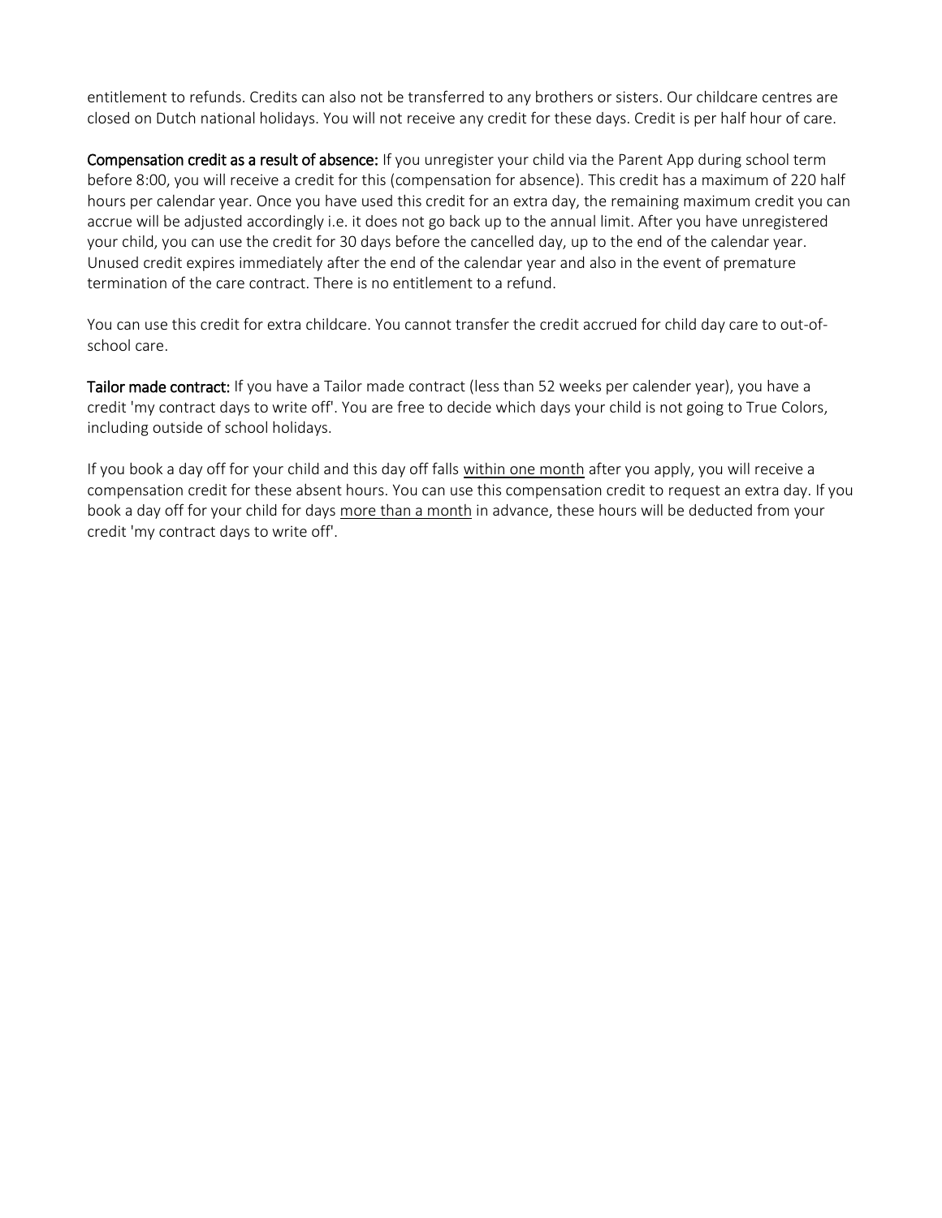entitlement to refunds. Credits can also not be transferred to any brothers or sisters. Our childcare centres are closed on Dutch national holidays. You will not receive any credit for these days. Credit is per half hour of care.

**Compensation credit as a result of absence:** If you unregister your child via the Parent App during school term before 8:00, you will receive a credit for this (compensation for absence). This credit has a maximum of 220 half hours per calendar year. Once you have used this credit for an extra day, the remaining maximum credit you can accrue will be adjusted accordingly i.e. it does not go back up to the annual limit. After you have unregistered your child, you can use the credit for 30 days before the cancelled day, up to the end of the calendar year. Unused credit expires immediately after the end of the calendar year and also in the event of premature termination of the care contract. There is no entitlement to a refund.

You can use this credit for extra childcare. You cannot transfer the credit accrued for child day care to out-of-school care.

**Tailor made contract:** If you have a Tailor made contract (less than 52 weeks per calender year), you have a credit 'my contract days to write off'. You are free to decide which days your child is not going to True Colors, including outside of school holidays.

If you book a day off for your child and this day off falls <u>within one month</u> after you apply, you will receive a compensation credit for these absent hours. You can use this compensation credit to request an extra day. If you book a day off for your child for days <u>more than a month</u> in advance, these hours will be deducted from your credit 'my contract days to write off'.